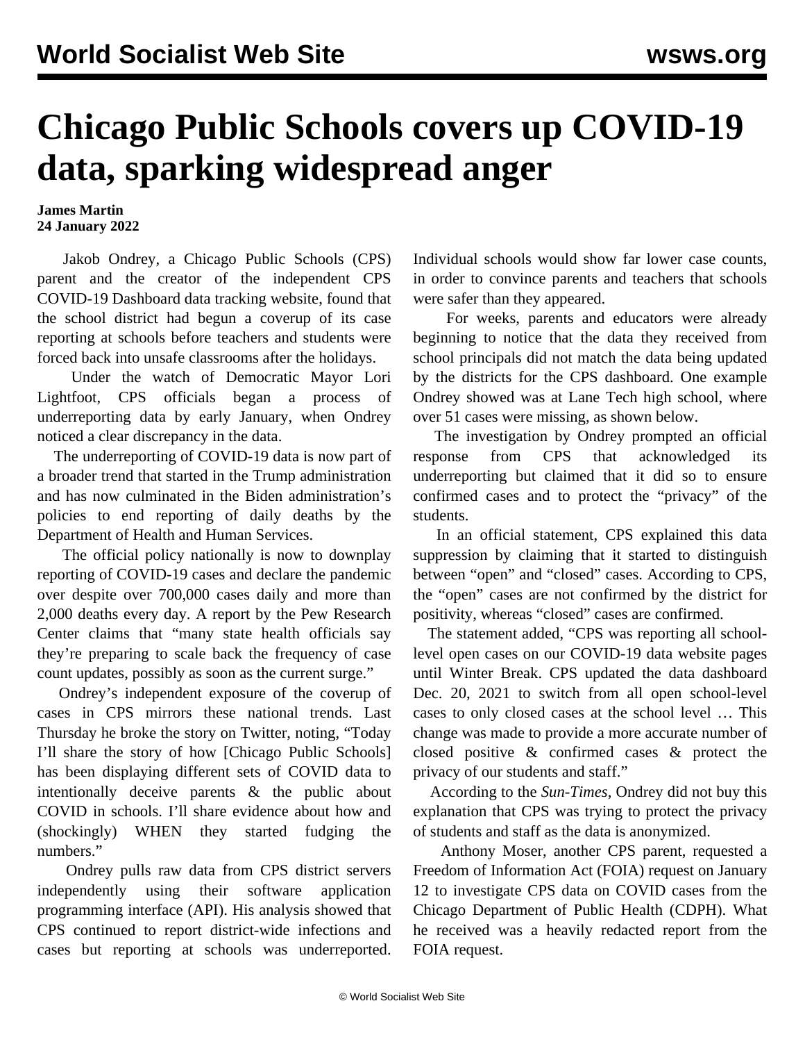# Chicago Public Schools covers up COVID-19 data, sparking widespread anger

**James Martin**
**24 January 2022**

Jakob Ondrey, a Chicago Public Schools (CPS) parent and the creator of the independent CPS COVID-19 Dashboard data tracking website, found that the school district had begun a coverup of its case reporting at schools before teachers and students were forced back into unsafe classrooms after the holidays.

Under the watch of Democratic Mayor Lori Lightfoot, CPS officials began a process of underreporting data by early January, when Ondrey noticed a clear discrepancy in the data.

The underreporting of COVID-19 data is now part of a broader trend that started in the Trump administration and has now culminated in the Biden administration's policies to end reporting of daily deaths by the Department of Health and Human Services.

The official policy nationally is now to downplay reporting of COVID-19 cases and declare the pandemic over despite over 700,000 cases daily and more than 2,000 deaths every day. A report by the Pew Research Center claims that "many state health officials say they're preparing to scale back the frequency of case count updates, possibly as soon as the current surge."

Ondrey's independent exposure of the coverup of cases in CPS mirrors these national trends. Last Thursday he broke the story on Twitter, noting, "Today I'll share the story of how [Chicago Public Schools] has been displaying different sets of COVID data to intentionally deceive parents & the public about COVID in schools. I'll share evidence about how and (shockingly) WHEN they started fudging the numbers."

Ondrey pulls raw data from CPS district servers independently using their software application programming interface (API). His analysis showed that CPS continued to report district-wide infections and cases but reporting at schools was underreported. Individual schools would show far lower case counts, in order to convince parents and teachers that schools were safer than they appeared.

For weeks, parents and educators were already beginning to notice that the data they received from school principals did not match the data being updated by the districts for the CPS dashboard. One example Ondrey showed was at Lane Tech high school, where over 51 cases were missing, as shown below.

The investigation by Ondrey prompted an official response from CPS that acknowledged its underreporting but claimed that it did so to ensure confirmed cases and to protect the "privacy" of the students.

In an official statement, CPS explained this data suppression by claiming that it started to distinguish between "open" and "closed" cases. According to CPS, the "open" cases are not confirmed by the district for positivity, whereas "closed" cases are confirmed.

The statement added, "CPS was reporting all school-level open cases on our COVID-19 data website pages until Winter Break. CPS updated the data dashboard Dec. 20, 2021 to switch from all open school-level cases to only closed cases at the school level … This change was made to provide a more accurate number of closed positive & confirmed cases & protect the privacy of our students and staff."

According to the *Sun-Times*, Ondrey did not buy this explanation that CPS was trying to protect the privacy of students and staff as the data is anonymized.

Anthony Moser, another CPS parent, requested a Freedom of Information Act (FOIA) request on January 12 to investigate CPS data on COVID cases from the Chicago Department of Public Health (CDPH). What he received was a heavily redacted report from the FOIA request.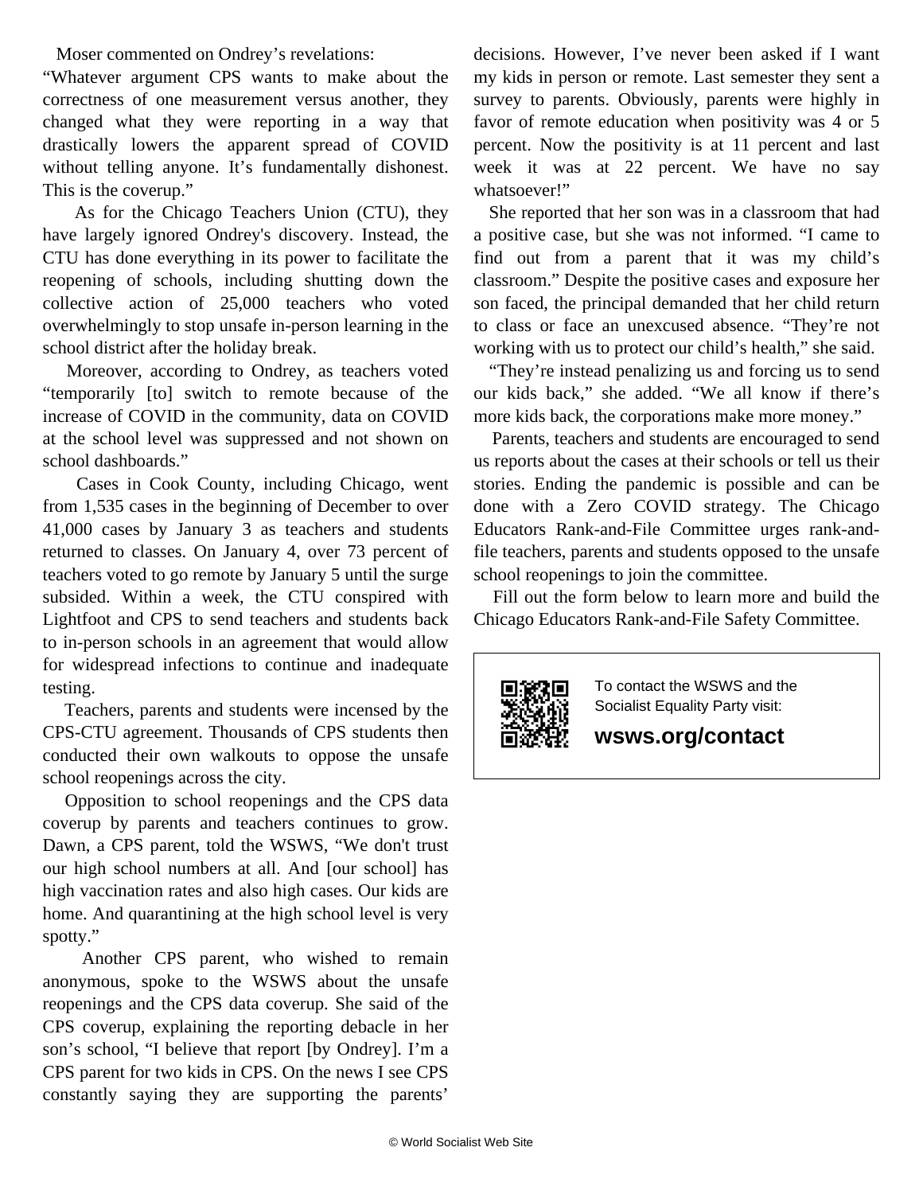Moser commented on Ondrey's revelations:

"Whatever argument CPS wants to make about the correctness of one measurement versus another, they changed what they were reporting in a way that drastically lowers the apparent spread of COVID without telling anyone. It's fundamentally dishonest. This is the coverup."

As for the Chicago Teachers Union (CTU), they have largely ignored Ondrey's discovery. Instead, the CTU has done everything in its power to facilitate the reopening of schools, including shutting down the collective action of 25,000 teachers who voted overwhelmingly to stop unsafe in-person learning in the school district after the holiday break.

Moreover, according to Ondrey, as teachers voted "temporarily [to] switch to remote because of the increase of COVID in the community, data on COVID at the school level was suppressed and not shown on school dashboards."

Cases in Cook County, including Chicago, went from 1,535 cases in the beginning of December to over 41,000 cases by January 3 as teachers and students returned to classes. On January 4, over 73 percent of teachers voted to go remote by January 5 until the surge subsided. Within a week, the CTU conspired with Lightfoot and CPS to send teachers and students back to in-person schools in an agreement that would allow for widespread infections to continue and inadequate testing.

Teachers, parents and students were incensed by the CPS-CTU agreement. Thousands of CPS students then conducted their own walkouts to oppose the unsafe school reopenings across the city.

Opposition to school reopenings and the CPS data coverup by parents and teachers continues to grow. Dawn, a CPS parent, told the WSWS, "We don't trust our high school numbers at all. And [our school] has high vaccination rates and also high cases. Our kids are home. And quarantining at the high school level is very spotty."

Another CPS parent, who wished to remain anonymous, spoke to the WSWS about the unsafe reopenings and the CPS data coverup. She said of the CPS coverup, explaining the reporting debacle in her son's school, "I believe that report [by Ondrey]. I'm a CPS parent for two kids in CPS. On the news I see CPS constantly saying they are supporting the parents' decisions. However, I've never been asked if I want my kids in person or remote. Last semester they sent a survey to parents. Obviously, parents were highly in favor of remote education when positivity was 4 or 5 percent. Now the positivity is at 11 percent and last week it was at 22 percent. We have no say whatsoever!"

She reported that her son was in a classroom that had a positive case, but she was not informed. "I came to find out from a parent that it was my child's classroom." Despite the positive cases and exposure her son faced, the principal demanded that her child return to class or face an unexcused absence. "They're not working with us to protect our child's health," she said.

"They're instead penalizing us and forcing us to send our kids back," she added. "We all know if there's more kids back, the corporations make more money."

Parents, teachers and students are encouraged to send us reports about the cases at their schools or tell us their stories. Ending the pandemic is possible and can be done with a Zero COVID strategy. The Chicago Educators Rank-and-File Committee urges rank-and-file teachers, parents and students opposed to the unsafe school reopenings to join the committee.

Fill out the form below to learn more and build the Chicago Educators Rank-and-File Safety Committee.

To contact the WSWS and the Socialist Equality Party visit:

**wsws.org/contact**